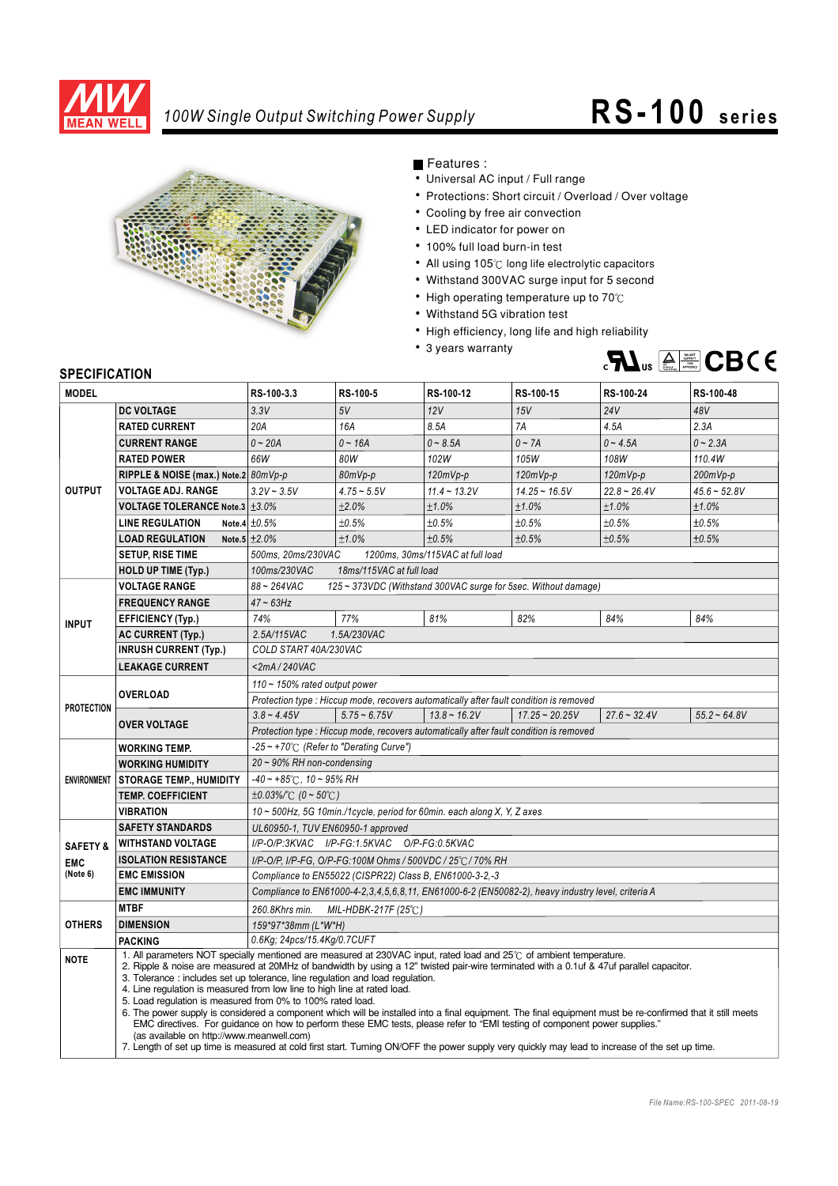# 100W Single Output Switching Power Supply

# RS-100 series

■ Features :

- Universal AC input / Full range
- Protections: Short circuit / Overload / Over voltage
- Cooling by free air convection
- LED indicator for power on
- 100% full load burn-in test
- All using 105℃ long life electrolytic capacitors
- Withstand 300VAC surge input for 5 second
- High operating temperature up to 70℃
- Withstand 5G vibration test
- High efficiency, long life and high reliability
- 3 years warranty

## SPECIFICATION

| MODEL | | RS-100-3.3 | RS-100-5 | RS-100-12 | RS-100-15 | RS-100-24 | RS-100-48 |
|---|---|---|---|---|---|---|---|
| OUTPUT | DC VOLTAGE | 3.3V | 5V | 12V | 15V | 24V | 48V |
| | RATED CURRENT | 20A | 16A | 8.5A | 7A | 4.5A | 2.3A |
| | CURRENT RANGE | 0 ~ 20A | 0 ~ 16A | 0 ~ 8.5A | 0 ~ 7A | 0 ~ 4.5A | 0 ~ 2.3A |
| | RATED POWER | 66W | 80W | 102W | 105W | 108W | 110.4W |
| | RIPPLE & NOISE (max.) Note.2 | 80mVp-p | 80mVp-p | 120mVp-p | 120mVp-p | 120mVp-p | 200mVp-p |
| | VOLTAGE ADJ. RANGE | 3.2V ~ 3.5V | 4.75 ~ 5.5V | 11.4 ~ 13.2V | 14.25 ~ 16.5V | 22.8 ~ 26.4V | 45.6 ~ 52.8V |
| | VOLTAGE TOLERANCE Note.3 | ±3.0% | ±2.0% | ±1.0% | ±1.0% | ±1.0% | ±1.0% |
| | LINE REGULATION Note.4 | ±0.5% | ±0.5% | ±0.5% | ±0.5% | ±0.5% | ±0.5% |
| | LOAD REGULATION Note.5 | ±2.0% | ±1.0% | ±0.5% | ±0.5% | ±0.5% | ±0.5% |
| | SETUP, RISE TIME | 500ms, 20ms/230VAC 1200ms, 30ms/115VAC at full load | | | | | |
| | HOLD UP TIME (Typ.) | 100ms/230VAC 18ms/115VAC at full load | | | | | |
| INPUT | VOLTAGE RANGE | 88 ~ 264VAC 125 ~ 373VDC (Withstand 300VAC surge for 5sec. Without damage) | | | | | |
| | FREQUENCY RANGE | 47 ~ 63Hz | | | | | |
| | EFFICIENCY (Typ.) | 74% | 77% | 81% | 82% | 84% | 84% |
| | AC CURRENT (Typ.) | 2.5A/115VAC 1.5A/230VAC | | | | | |
| | INRUSH CURRENT (Typ.) | COLD START 40A/230VAC | | | | | |
| | LEAKAGE CURRENT | <2mA / 240VAC | | | | | |
| PROTECTION | OVERLOAD | 110 ~ 150% rated output power | | | | | |
| | | Protection type : Hiccup mode, recovers automatically after fault condition is removed | | | | | |
| | OVER VOLTAGE | 3.8 ~ 4.45V | 5.75 ~ 6.75V | 13.8 ~ 16.2V | 17.25 ~ 20.25V | 27.6 ~ 32.4V | 55.2 ~ 64.8V |
| | | Protection type : Hiccup mode, recovers automatically after fault condition is removed | | | | | |
| ENVIRONMENT | WORKING TEMP. | -25 ~ +70℃ (Refer to "Derating Curve") | | | | | |
| | WORKING HUMIDITY | 20 ~ 90% RH non-condensing | | | | | |
| | STORAGE TEMP., HUMIDITY | -40 ~ +85℃, 10 ~ 95% RH | | | | | |
| | TEMP. COEFFICIENT | ±0.03%/℃ (0 ~ 50℃) | | | | | |
| | VIBRATION | 10 ~ 500Hz, 5G 10min./1cycle, period for 60min. each along X, Y, Z axes | | | | | |
| SAFETY & EMC (Note 6) | SAFETY STANDARDS | UL60950-1, TUV EN60950-1 approved | | | | | |
| | WITHSTAND VOLTAGE | I/P-O/P:3KVAC I/P-FG:1.5KVAC O/P-FG:0.5KVAC | | | | | |
| | ISOLATION RESISTANCE | I/P-O/P, I/P-FG, O/P-FG:100M Ohms / 500VDC / 25℃/ 70% RH | | | | | |
| | EMC EMISSION | Compliance to EN55022 (CISPR22) Class B, EN61000-3-2,-3 | | | | | |
| | EMC IMMUNITY | Compliance to EN61000-4-2,3,4,5,6,8,11, EN61000-6-2 (EN50082-2), heavy industry level, criteria A | | | | | |
| OTHERS | MTBF | 260.8Khrs min. MIL-HDBK-217F (25℃) | | | | | |
| | DIMENSION | 159*97*38mm (L*W*H) | | | | | |
| | PACKING | 0.6Kg; 24pcs/15.4Kg/0.7CUFT | | | | | |

**NOTE**

1. All parameters NOT specially mentioned are measured at 230VAC input, rated load and 25℃ of ambient temperature.
2. Ripple & noise are measured at 20MHz of bandwidth by using a 12" twisted pair-wire terminated with a 0.1uf & 47uf parallel capacitor.
3. Tolerance : includes set up tolerance, line regulation and load regulation.
4. Line regulation is measured from low line to high line at rated load.
5. Load regulation is measured from 0% to 100% rated load.
6. The power supply is considered a component which will be installed into a final equipment. The final equipment must be re-confirmed that it still meets EMC directives. For guidance on how to perform these EMC tests, please refer to "EMI testing of component power supplies." (as available on http://www.meanwell.com)
7. Length of set up time is measured at cold first start. Turning ON/OFF the power supply very quickly may lead to increase of the set up time.

File Name:RS-100-SPEC 2011-08-19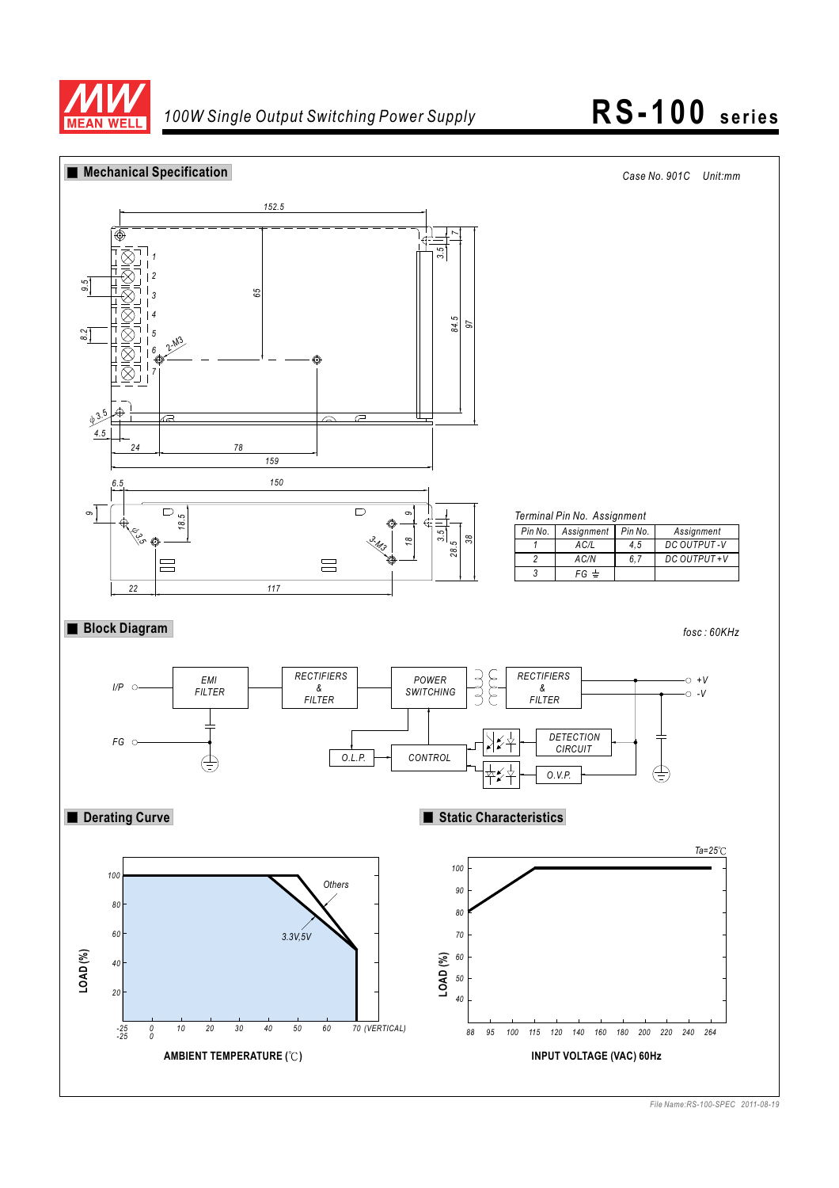100W Single Output Switching Power Supply

# RS-100 series

## ■ Mechanical Specification

Case No. 901C Unit:mm

152.5
65
9.5
8.2
1
2
3
4
5
6
7
2-M3
3.5
7
84.5
97
φ 3.5
4.5
24
78
159

6.5
150
9
18.5
φ 3.5
3-M3
9
18
3.5
28.5
38
22
117

Terminal Pin No. Assignment

| Pin No. | Assignment | Pin No. | Assignment |
|---|---|---|---|
| 1 | AC/L | 4,5 | DC OUTPUT -V |
| 2 | AC/N | 6,7 | DC OUTPUT +V |
| 3 | FG ⏚ | | |

## ■ Block Diagram

fosc : 60KHz

I/P
FG
EMI FILTER
RECTIFIERS & FILTER
POWER SWITCHING
RECTIFIERS & FILTER
+V
-V
O.L.P.
CONTROL
DETECTION CIRCUIT
O.V.P.

## ■ Derating Curve

LOAD (%)
100
80
60
40
20
-25 -25
0 0
10
20
30
40
50
60
70 (VERTICAL)
Others
3.3V,5V
AMBIENT TEMPERATURE (℃)

## ■ Static Characteristics

Ta=25℃
LOAD (%)
100
90
80
70
60
50
40
88 95 100 115 120 140 160 180 200 220 240 264
INPUT VOLTAGE (VAC) 60Hz

File Name:RS-100-SPEC 2011-08-19